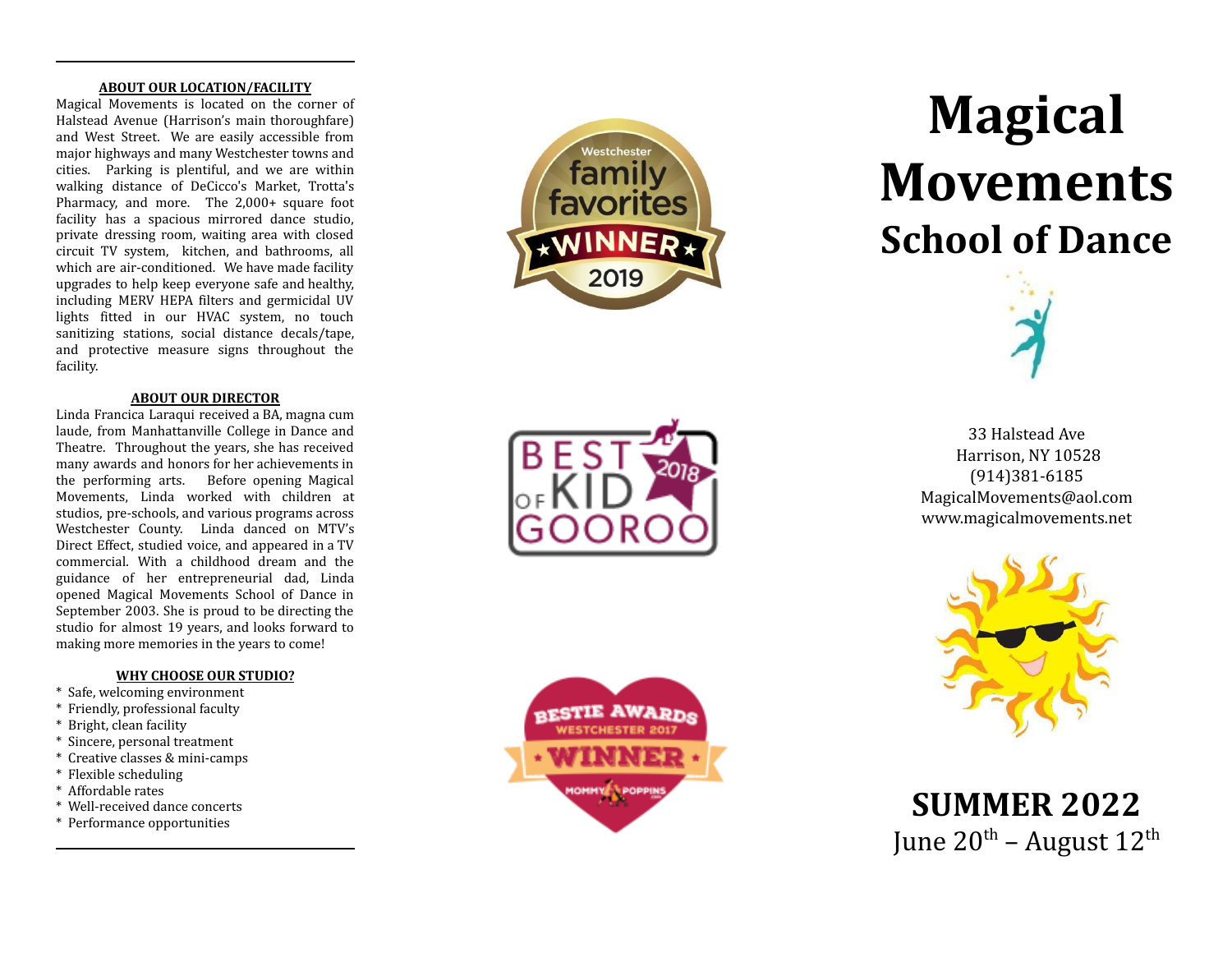## ABOUT OUR LOCATION/FACILITY

Magical Movements is located on the corner of Halstead Avenue (Harrison's main thoroughfare) and West Street. We are easily accessible from major highways and many Westchester towns and cities. Parking is plentiful, and we are within walking distance of DeCicco's Market, Trotta's Pharmacy, and more. The 2,000+ square foot facility has a spacious mirrored dance studio, private dressing room, waiting area with closed circuit TV system, kitchen, and bathrooms, all which are air-conditioned. We have made facility upgrades to help keep everyone safe and healthy, including MERV HEPA filters and germicidal UV lights fitted in our HVAC system, no touch sanitizing stations, social distance decals/tape, and protective measure signs throughout the facility.

## ABOUT OUR DIRECTOR

Linda Francica Laraqui received a BA, magna cum laude, from Manhattanville College in Dance and Theatre. Throughout the years, she has received many awards and honors for her achievements in the performing arts. Before opening Magical Movements, Linda worked with children at studios, pre-schools, and various programs across Westchester County. Linda danced on MTV's Direct Effect, studied voice, and appeared in a TV commercial. With a childhood dream and the guidance of her entrepreneurial dad, Linda opened Magical Movements School of Dance in September 2003. She is proud to be directing the studio for almost 19 years, and looks forward to making more memories in the years to come!

## WHY CHOOSE OUR STUDIO?

* Safe, welcoming environment
* Friendly, professional faculty
* Bright, clean facility
* Sincere, personal treatment
* Creative classes & mini-camps
* Flexible scheduling
* Affordable rates
* Well-received dance concerts
* Performance opportunities

Westchester family favorites WINNER 2019

BEST OF KID GOOROO 2018

BESTIE AWARDS WESTCHESTER 2017 WINNER MOMMY POPPINS

# Magical Movements
## School of Dance

33 Halstead Ave
Harrison, NY 10528
(914)381-6185
MagicalMovements@aol.com
www.magicalmovements.net

## SUMMER 2022

June 20th – August 12th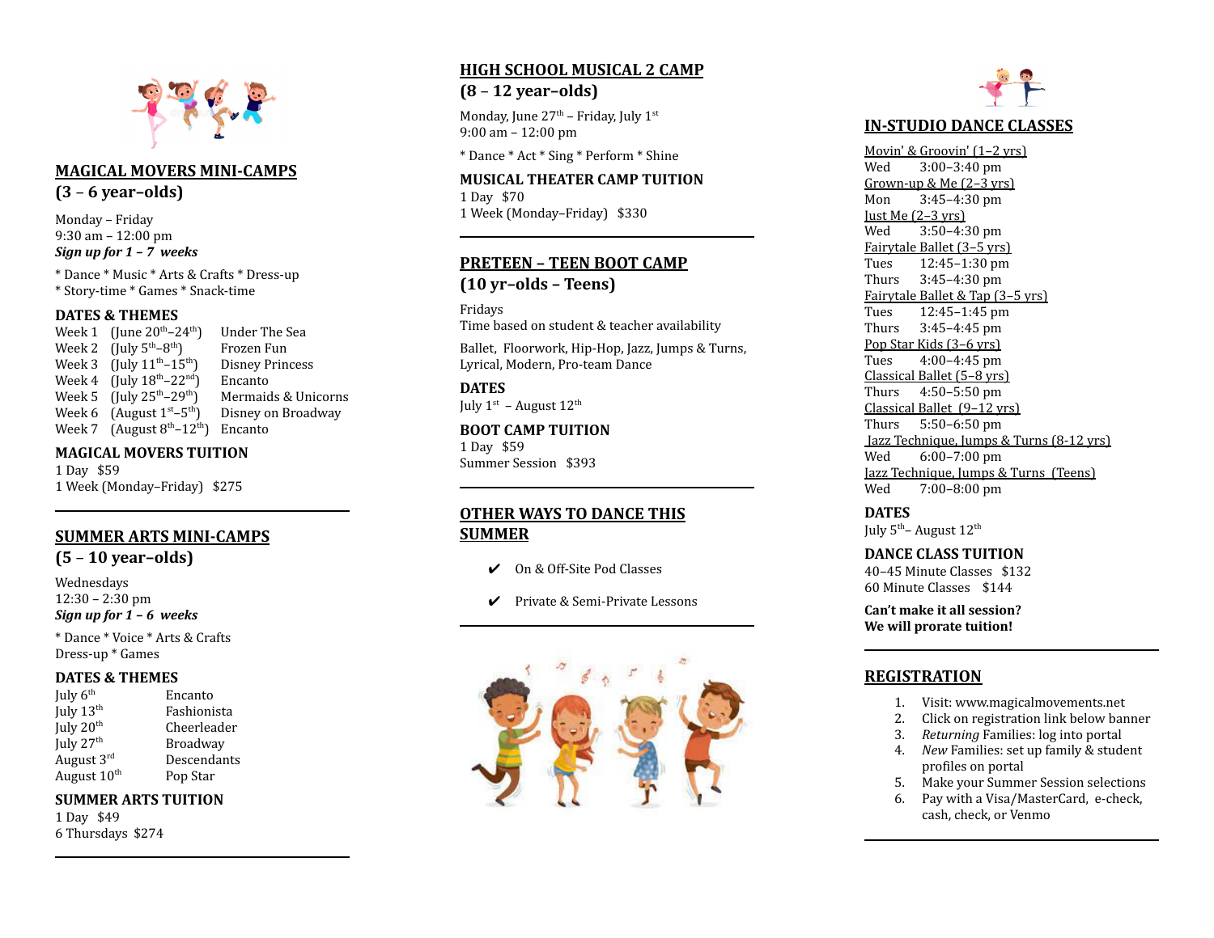## MAGICAL MOVERS MINI-CAMPS

### (3 – 6 year–olds)

Monday – Friday
9:30 am – 12:00 pm
***Sign up for 1 – 7 weeks***

* Dance * Music * Arts & Crafts * Dress-up
* Story-time * Games * Snack-time

**DATES & THEMES**

| | | |
|---|---|---|
| Week 1 | (June 20th–24th) | Under The Sea |
| Week 2 | (July 5th–8th) | Frozen Fun |
| Week 3 | (July 11th–15th) | Disney Princess |
| Week 4 | (July 18th–22nd) | Encanto |
| Week 5 | (July 25th–29th) | Mermaids & Unicorns |
| Week 6 | (August 1st–5th) | Disney on Broadway |
| Week 7 | (August 8th–12th) | Encanto |

**MAGICAL MOVERS TUITION**

1 Day $59
1 Week (Monday–Friday) $275

## SUMMER ARTS MINI-CAMPS

### (5 – 10 year–olds)

Wednesdays
12:30 – 2:30 pm
***Sign up for 1 – 6 weeks***

* Dance * Voice * Arts & Crafts
Dress-up * Games

**DATES & THEMES**

| | |
|---|---|
| July 6th | Encanto |
| July 13th | Fashionista |
| July 20th | Cheerleader |
| July 27th | Broadway |
| August 3rd | Descendants |
| August 10th | Pop Star |

**SUMMER ARTS TUITION**

1 Day $49
6 Thursdays $274

## HIGH SCHOOL MUSICAL 2 CAMP

### (8 – 12 year–olds)

Monday, June 27th – Friday, July 1st
9:00 am – 12:00 pm

* Dance * Act * Sing * Perform * Shine

**MUSICAL THEATER CAMP TUITION**

1 Day $70
1 Week (Monday–Friday) $330

## PRETEEN – TEEN BOOT CAMP

### (10 yr–olds – Teens)

Fridays
Time based on student & teacher availability

Ballet, Floorwork, Hip-Hop, Jazz, Jumps & Turns, Lyrical, Modern, Pro-team Dance

**DATES**

July 1st – August 12th

**BOOT CAMP TUITION**

1 Day $59
Summer Session $393

## OTHER WAYS TO DANCE THIS SUMMER

- ✔ On & Off-Site Pod Classes
- ✔ Private & Semi-Private Lessons

## IN-STUDIO DANCE CLASSES

Movin' & Groovin' (1–2 yrs)
Wed 3:00–3:40 pm

Grown-up & Me (2–3 yrs)
Mon 3:45–4:30 pm

Just Me (2–3 yrs)
Wed 3:50–4:30 pm

Fairytale Ballet (3–5 yrs)
Tues 12:45–1:30 pm
Thurs 3:45–4:30 pm

Fairytale Ballet & Tap (3–5 yrs)
Tues 12:45–1:45 pm
Thurs 3:45–4:45 pm

Pop Star Kids (3–6 yrs)
Tues 4:00–4:45 pm

Classical Ballet (5–8 yrs)
Thurs 4:50–5:50 pm

Classical Ballet (9–12 yrs)
Thurs 5:50–6:50 pm

Jazz Technique, Jumps & Turns (8-12 yrs)
Wed 6:00–7:00 pm

Jazz Technique, Jumps & Turns (Teens)
Wed 7:00–8:00 pm

**DATES**

July 5th– August 12th

**DANCE CLASS TUITION**

40–45 Minute Classes $132
60 Minute Classes $144

**Can't make it all session?**
**We will prorate tuition!**

## REGISTRATION

1. Visit: www.magicalmovements.net
2. Click on registration link below banner
3. *Returning* Families: log into portal
4. *New* Families: set up family & student profiles on portal
5. Make your Summer Session selections
6. Pay with a Visa/MasterCard, e-check, cash, check, or Venmo